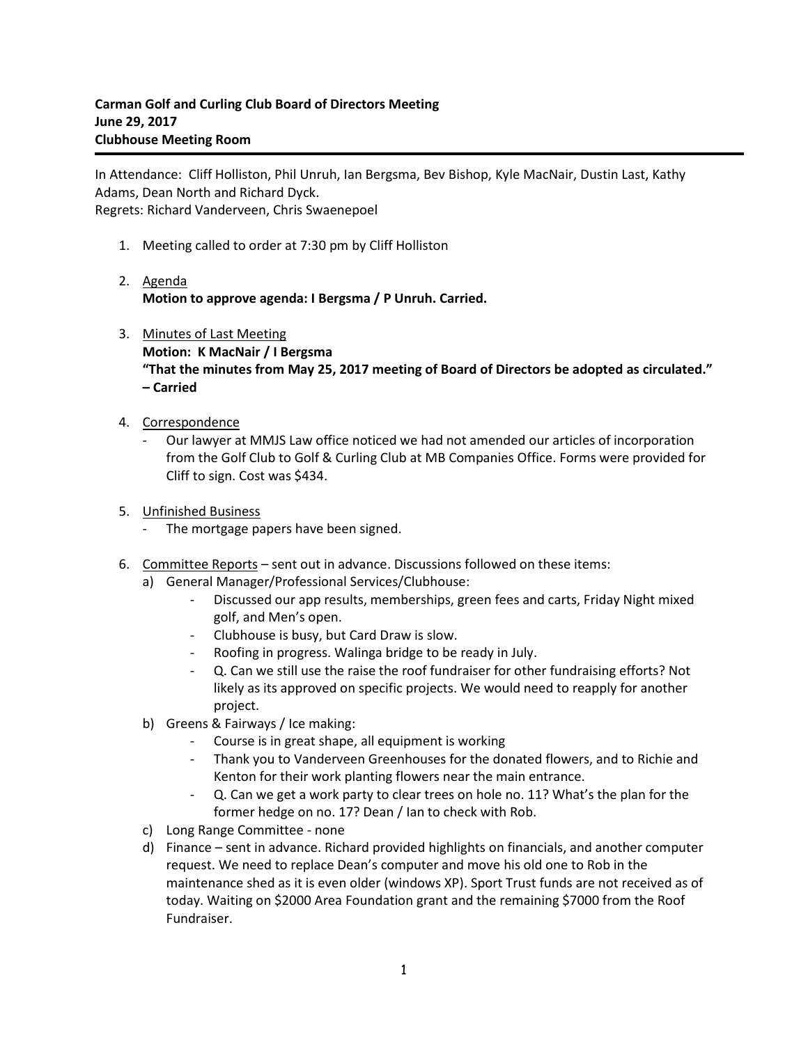**Carman Golf and Curling Club Board of Directors Meeting**
**June 29, 2017**
**Clubhouse Meeting Room**

---

In Attendance: Cliff Holliston, Phil Unruh, Ian Bergsma, Bev Bishop, Kyle MacNair, Dustin Last, Kathy Adams, Dean North and Richard Dyck.
Regrets: Richard Vanderveen, Chris Swaenepoel

1. Meeting called to order at 7:30 pm by Cliff Holliston

2. <u>Agenda</u>
   **Motion to approve agenda: I Bergsma / P Unruh. Carried.**

3. <u>Minutes of Last Meeting</u>
   **Motion: K MacNair / I Bergsma**
   **"That the minutes from May 25, 2017 meeting of Board of Directors be adopted as circulated." – Carried**

4. <u>Correspondence</u>
   - Our lawyer at MMJS Law office noticed we had not amended our articles of incorporation from the Golf Club to Golf & Curling Club at MB Companies Office. Forms were provided for Cliff to sign. Cost was $434.

5. <u>Unfinished Business</u>
   - The mortgage papers have been signed.

6. <u>Committee Reports</u> – sent out in advance. Discussions followed on these items:
   a) General Manager/Professional Services/Clubhouse:
      - Discussed our app results, memberships, green fees and carts, Friday Night mixed golf, and Men's open.
      - Clubhouse is busy, but Card Draw is slow.
      - Roofing in progress. Walinga bridge to be ready in July.
      - Q. Can we still use the raise the roof fundraiser for other fundraising efforts? Not likely as its approved on specific projects. We would need to reapply for another project.
   b) Greens & Fairways / Ice making:
      - Course is in great shape, all equipment is working
      - Thank you to Vanderveen Greenhouses for the donated flowers, and to Richie and Kenton for their work planting flowers near the main entrance.
      - Q. Can we get a work party to clear trees on hole no. 11? What's the plan for the former hedge on no. 17? Dean / Ian to check with Rob.
   c) Long Range Committee - none
   d) Finance – sent in advance. Richard provided highlights on financials, and another computer request. We need to replace Dean's computer and move his old one to Rob in the maintenance shed as it is even older (windows XP). Sport Trust funds are not received as of today. Waiting on $2000 Area Foundation grant and the remaining $7000 from the Roof Fundraiser.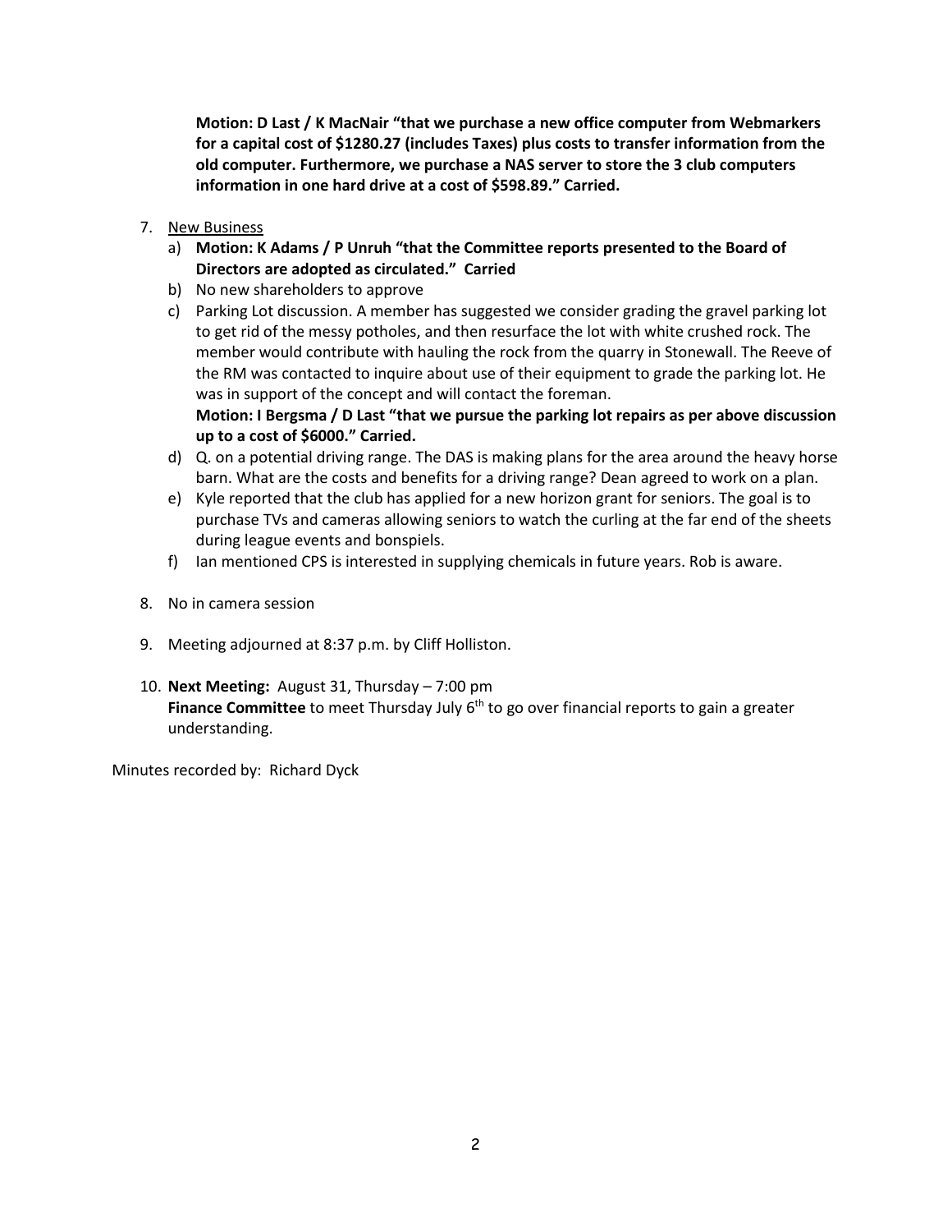**Motion: D Last / K MacNair "that we purchase a new office computer from Webmarkers for a capital cost of $1280.27 (includes Taxes) plus costs to transfer information from the old computer. Furthermore, we purchase a NAS server to store the 3 club computers information in one hard drive at a cost of $598.89." Carried.**

7. <u>New Business</u>
   a) **Motion: K Adams / P Unruh "that the Committee reports presented to the Board of Directors are adopted as circulated." Carried**
   b) No new shareholders to approve
   c) Parking Lot discussion. A member has suggested we consider grading the gravel parking lot to get rid of the messy potholes, and then resurface the lot with white crushed rock. The member would contribute with hauling the rock from the quarry in Stonewall. The Reeve of the RM was contacted to inquire about use of their equipment to grade the parking lot. He was in support of the concept and will contact the foreman.
      **Motion: I Bergsma / D Last "that we pursue the parking lot repairs as per above discussion up to a cost of $6000." Carried.**
   d) Q. on a potential driving range. The DAS is making plans for the area around the heavy horse barn. What are the costs and benefits for a driving range? Dean agreed to work on a plan.
   e) Kyle reported that the club has applied for a new horizon grant for seniors. The goal is to purchase TVs and cameras allowing seniors to watch the curling at the far end of the sheets during league events and bonspiels.
   f) Ian mentioned CPS is interested in supplying chemicals in future years. Rob is aware.

8. No in camera session

9. Meeting adjourned at 8:37 p.m. by Cliff Holliston.

10. **Next Meeting:** August 31, Thursday – 7:00 pm
    **Finance Committee** to meet Thursday July 6th to go over financial reports to gain a greater understanding.

Minutes recorded by: Richard Dyck